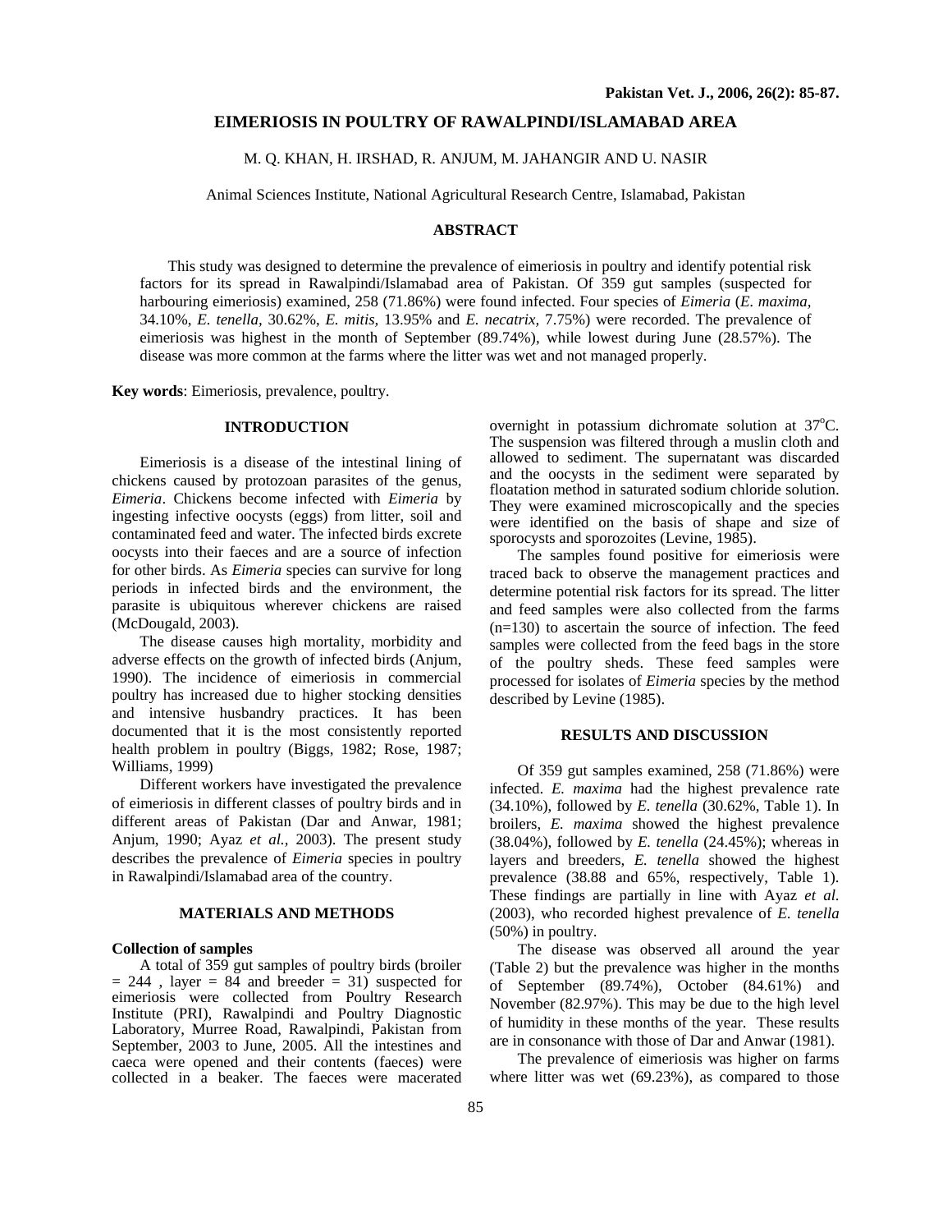# EIMERIOSIS IN POULTRY OF RAWALPINDI/ISLAMABAD AREA

M. Q. KHAN, H. IRSHAD, R. ANJUM, M. JAHANGIR AND U. NASIR

Animal Sciences Institute, National Agricultural Research Centre, Islamabad, Pakistan

## ABSTRACT

This study was designed to determine the prevalence of eimeriosis in poultry and identify potential risk factors for its spread in Rawalpindi/Islamabad area of Pakistan. Of 359 gut samples (suspected for harbouring eimeriosis) examined, 258 (71.86%) were found infected. Four species of *Eimeria* (*E. maxima*, 34.10%, *E. tenella*, 30.62%, *E. mitis*, 13.95% and *E. necatrix*, 7.75%) were recorded. The prevalence of eimeriosis was highest in the month of September (89.74%), while lowest during June (28.57%). The disease was more common at the farms where the litter was wet and not managed properly.

**Key words**: Eimeriosis, prevalence, poultry.

## INTRODUCTION

Eimeriosis is a disease of the intestinal lining of chickens caused by protozoan parasites of the genus, *Eimeria*. Chickens become infected with *Eimeria* by ingesting infective oocysts (eggs) from litter, soil and contaminated feed and water. The infected birds excrete oocysts into their faeces and are a source of infection for other birds. As *Eimeria* species can survive for long periods in infected birds and the environment, the parasite is ubiquitous wherever chickens are raised (McDougald, 2003).

The disease causes high mortality, morbidity and adverse effects on the growth of infected birds (Anjum, 1990). The incidence of eimeriosis in commercial poultry has increased due to higher stocking densities and intensive husbandry practices. It has been documented that it is the most consistently reported health problem in poultry (Biggs, 1982; Rose, 1987; Williams, 1999)

Different workers have investigated the prevalence of eimeriosis in different classes of poultry birds and in different areas of Pakistan (Dar and Anwar, 1981; Anjum, 1990; Ayaz *et al.*, 2003). The present study describes the prevalence of *Eimeria* species in poultry in Rawalpindi/Islamabad area of the country.

## MATERIALS AND METHODS

### Collection of samples

A total of 359 gut samples of poultry birds (broiler = 244 , layer = 84 and breeder = 31) suspected for eimeriosis were collected from Poultry Research Institute (PRI), Rawalpindi and Poultry Diagnostic Laboratory, Murree Road, Rawalpindi, Pakistan from September, 2003 to June, 2005. All the intestines and caeca were opened and their contents (faeces) were collected in a beaker. The faeces were macerated overnight in potassium dichromate solution at 37°C. The suspension was filtered through a muslin cloth and allowed to sediment. The supernatant was discarded and the oocysts in the sediment were separated by floatation method in saturated sodium chloride solution. They were examined microscopically and the species were identified on the basis of shape and size of sporocysts and sporozoites (Levine, 1985).

The samples found positive for eimeriosis were traced back to observe the management practices and determine potential risk factors for its spread. The litter and feed samples were also collected from the farms (n=130) to ascertain the source of infection. The feed samples were collected from the feed bags in the store of the poultry sheds. These feed samples were processed for isolates of *Eimeria* species by the method described by Levine (1985).

## RESULTS AND DISCUSSION

Of 359 gut samples examined, 258 (71.86%) were infected. *E. maxima* had the highest prevalence rate (34.10%), followed by *E. tenella* (30.62%, Table 1). In broilers, *E. maxima* showed the highest prevalence (38.04%), followed by *E. tenella* (24.45%); whereas in layers and breeders, *E. tenella* showed the highest prevalence (38.88 and 65%, respectively, Table 1). These findings are partially in line with Ayaz *et al.* (2003), who recorded highest prevalence of *E. tenella* (50%) in poultry.

The disease was observed all around the year (Table 2) but the prevalence was higher in the months of September (89.74%), October (84.61%) and November (82.97%). This may be due to the high level of humidity in these months of the year. These results are in consonance with those of Dar and Anwar (1981).

The prevalence of eimeriosis was higher on farms where litter was wet (69.23%), as compared to those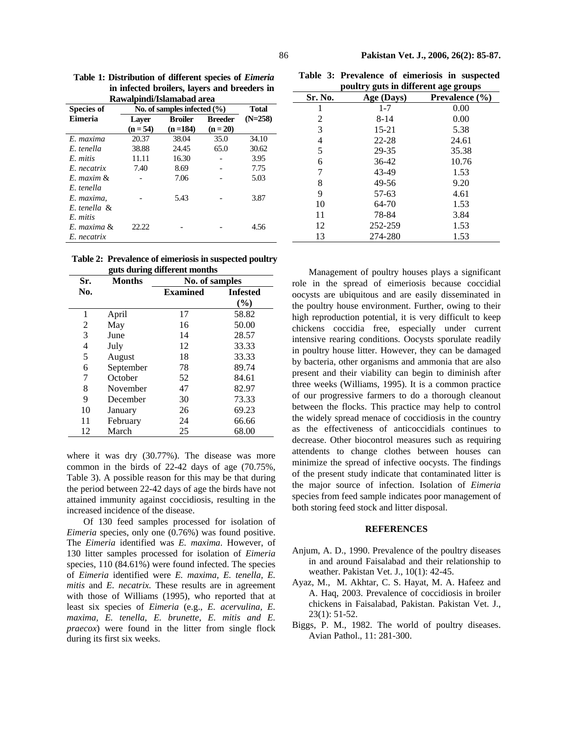**Table 1: Distribution of different species of *Eimeria* in infected broilers, layers and breeders in Rawalpindi/Islamabad area**

| Species of Eimeria | No. of samples infected (%) | | | Total (N=258) |
|---|---|---|---|---|
| | Layer (n = 54) | Broiler (n =184) | Breeder (n = 20) | |
| *E. maxima* | 20.37 | 38.04 | 35.0 | 34.10 |
| *E. tenella* | 38.88 | 24.45 | 65.0 | 30.62 |
| *E. mitis* | 11.11 | 16.30 | - | 3.95 |
| *E. necatrix* | 7.40 | 8.69 | - | 7.75 |
| *E. maxim* & *E. tenella* | - | 7.06 | - | 5.03 |
| *E. maxima, E. tenella* & *E. mitis* | - | 5.43 | - | 3.87 |
| *E. maxima* & *E. necatrix* | 22.22 | - | - | 4.56 |

**Table 2: Prevalence of eimeriosis in suspected poultry guts during different months**

| Sr. No. | Months | No. of samples | |
|---|---|---|---|
| | | Examined | Infested (%) |
| 1 | April | 17 | 58.82 |
| 2 | May | 16 | 50.00 |
| 3 | June | 14 | 28.57 |
| 4 | July | 12 | 33.33 |
| 5 | August | 18 | 33.33 |
| 6 | September | 78 | 89.74 |
| 7 | October | 52 | 84.61 |
| 8 | November | 47 | 82.97 |
| 9 | December | 30 | 73.33 |
| 10 | January | 26 | 69.23 |
| 11 | February | 24 | 66.66 |
| 12 | March | 25 | 68.00 |

where it was dry (30.77%). The disease was more common in the birds of 22-42 days of age (70.75%, Table 3). A possible reason for this may be that during the period between 22-42 days of age the birds have not attained immunity against coccidiosis, resulting in the increased incidence of the disease.

Of 130 feed samples processed for isolation of *Eimeria* species, only one (0.76%) was found positive. The *Eimeria* identified was *E. maxima*. However, of 130 litter samples processed for isolation of *Eimeria* species, 110 (84.61%) were found infected. The species of *Eimeria* identified were *E. maxima, E. tenella, E. mitis* and *E. necatrix.* These results are in agreement with those of Williams (1995), who reported that at least six species of *Eimeria* (e.g., *E. acervulina, E. maxima, E. tenella, E. brunette, E. mitis and E. praecox*) were found in the litter from single flock during its first six weeks.

**Table 3: Prevalence of eimeriosis in suspected poultry guts in different age groups**

| Sr. No. | Age (Days) | Prevalence (%) |
|---|---|---|
| 1 | 1-7 | 0.00 |
| 2 | 8-14 | 0.00 |
| 3 | 15-21 | 5.38 |
| 4 | 22-28 | 24.61 |
| 5 | 29-35 | 35.38 |
| 6 | 36-42 | 10.76 |
| 7 | 43-49 | 1.53 |
| 8 | 49-56 | 9.20 |
| 9 | 57-63 | 4.61 |
| 10 | 64-70 | 1.53 |
| 11 | 78-84 | 3.84 |
| 12 | 252-259 | 1.53 |
| 13 | 274-280 | 1.53 |

Management of poultry houses plays a significant role in the spread of eimeriosis because coccidial oocysts are ubiquitous and are easily disseminated in the poultry house environment. Further, owing to their high reproduction potential, it is very difficult to keep chickens coccidia free, especially under current intensive rearing conditions. Oocysts sporulate readily in poultry house litter. However, they can be damaged by bacteria, other organisms and ammonia that are also present and their viability can begin to diminish after three weeks (Williams, 1995). It is a common practice of our progressive farmers to do a thorough cleanout between the flocks. This practice may help to control the widely spread menace of coccidiosis in the country as the effectiveness of anticoccidials continues to decrease. Other biocontrol measures such as requiring attendents to change clothes between houses can minimize the spread of infective oocysts. The findings of the present study indicate that contaminated litter is the major source of infection. Isolation of *Eimeria* species from feed sample indicates poor management of both storing feed stock and litter disposal.

## REFERENCES

Anjum, A. D., 1990. Prevalence of the poultry diseases in and around Faisalabad and their relationship to weather. Pakistan Vet. J., 10(1): 42-45.

Ayaz, M., M. Akhtar, C. S. Hayat, M. A. Hafeez and A. Haq, 2003. Prevalence of coccidiosis in broiler chickens in Faisalabad, Pakistan. Pakistan Vet. J., 23(1): 51-52.

Biggs, P. M., 1982. The world of poultry diseases. Avian Pathol., 11: 281-300.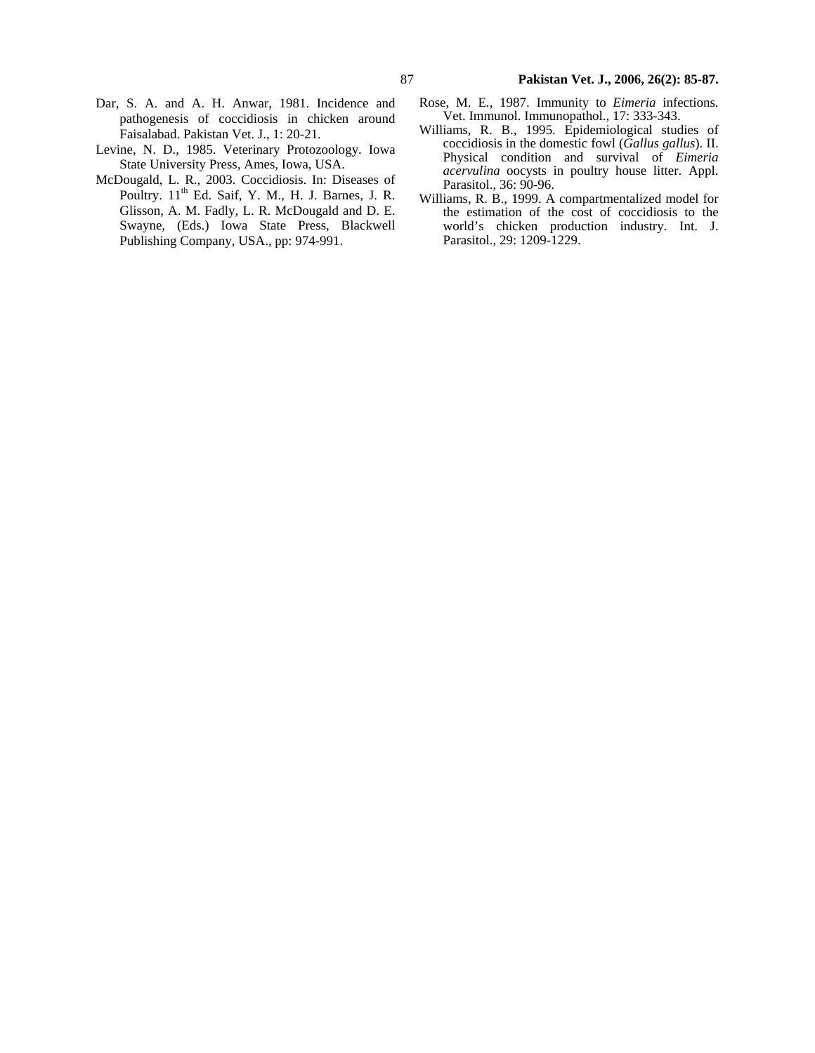Dar, S. A. and A. H. Anwar, 1981. Incidence and pathogenesis of coccidiosis in chicken around Faisalabad. Pakistan Vet. J., 1: 20-21.

Levine, N. D., 1985. Veterinary Protozoology. Iowa State University Press, Ames, Iowa, USA.

McDougald, L. R., 2003. Coccidiosis. In: Diseases of Poultry. 11th Ed. Saif, Y. M., H. J. Barnes, J. R. Glisson, A. M. Fadly, L. R. McDougald and D. E. Swayne, (Eds.) Iowa State Press, Blackwell Publishing Company, USA., pp: 974-991.

Rose, M. E., 1987. Immunity to *Eimeria* infections. Vet. Immunol. Immunopathol., 17: 333-343.

Williams, R. B., 1995. Epidemiological studies of coccidiosis in the domestic fowl (*Gallus gallus*). II. Physical condition and survival of *Eimeria acervulina* oocysts in poultry house litter. Appl. Parasitol., 36: 90-96.

Williams, R. B., 1999. A compartmentalized model for the estimation of the cost of coccidiosis to the world's chicken production industry. Int. J. Parasitol., 29: 1209-1229.